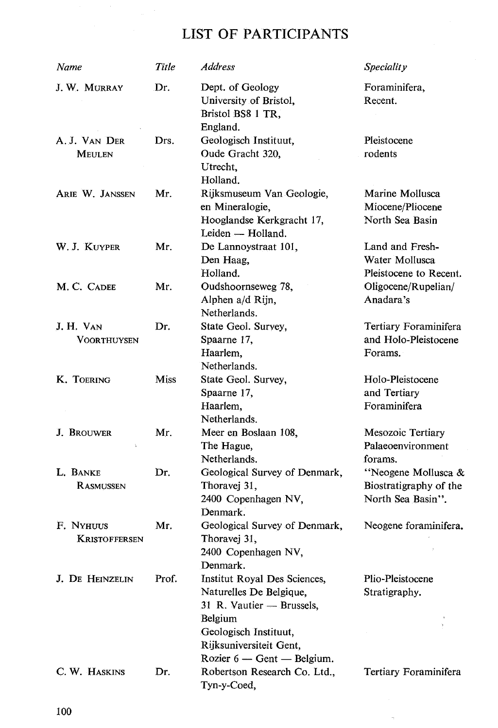# LIST OF PARTICIPANTS

| *Name* | *Title* | *Address* | *Speciality* |
|---|---|---|---|
| J. W. MURRAY | Dr. | Dept. of Geology<br>University of Bristol,<br>Bristol BS8 1 TR,<br>England. | Foraminifera,<br>Recent. |
| A. J. VAN DER MEULEN | Drs. | Geologisch Instituut,<br>Oude Gracht 320,<br>Utrecht,<br>Holland. | Pleistocene<br>rodents |
| ARIE W. JANSSEN | Mr. | Rijksmuseum Van Geologie,<br>en Mineralogie,<br>Hooglandse Kerkgracht 17,<br>Leiden — Holland. | Marine Mollusca<br>Miocene/Pliocene<br>North Sea Basin |
| W. J. KUYPER | Mr. | De Lannoystraat 101,<br>Den Haag,<br>Holland. | Land and Fresh-<br>Water Mollusca<br>Pleistocene to Recent. |
| M. C. CADEE | Mr. | Oudshoornseweg 78,<br>Alphen a/d Rijn,<br>Netherlands. | Oligocene/Rupelian/<br>Anadara's |
| J. H. VAN VOORTHUYSEN | Dr. | State Geol. Survey,<br>Spaarne 17,<br>Haarlem,<br>Netherlands. | Tertiary Foraminifera<br>and Holo-Pleistocene<br>Forams. |
| K. TOERING | Miss | State Geol. Survey,<br>Spaarne 17,<br>Haarlem,<br>Netherlands. | Holo-Pleistocene<br>and Tertiary<br>Foraminifera |
| J. BROUWER | Mr. | Meer en Boslaan 108,<br>The Hague,<br>Netherlands. | Mesozoic Tertiary<br>Palaeoenvironment<br>forams. |
| L. BANKE RASMUSSEN | Dr. | Geological Survey of Denmark,<br>Thoravej 31,<br>2400 Copenhagen NV,<br>Denmark. | "Neogene Mollusca &<br>Biostratigraphy of the<br>North Sea Basin". |
| F. NYHUUS KRISTOFFERSEN | Mr. | Geological Survey of Denmark,<br>Thoravej 31,<br>2400 Copenhagen NV,<br>Denmark. | Neogene foraminifera. |
| J. DE HEINZELIN | Prof. | Institut Royal Des Sciences,<br>Naturelles De Belgique,<br>31 R. Vautier — Brussels,<br>Belgium<br>Geologisch Instituut,<br>Rijksuniversiteit Gent,<br>Rozier 6 — Gent — Belgium. | Plio-Pleistocene<br>Stratigraphy. |
| C. W. HASKINS | Dr. | Robertson Research Co. Ltd.,<br>Tyn-y-Coed, | Tertiary Foraminifera |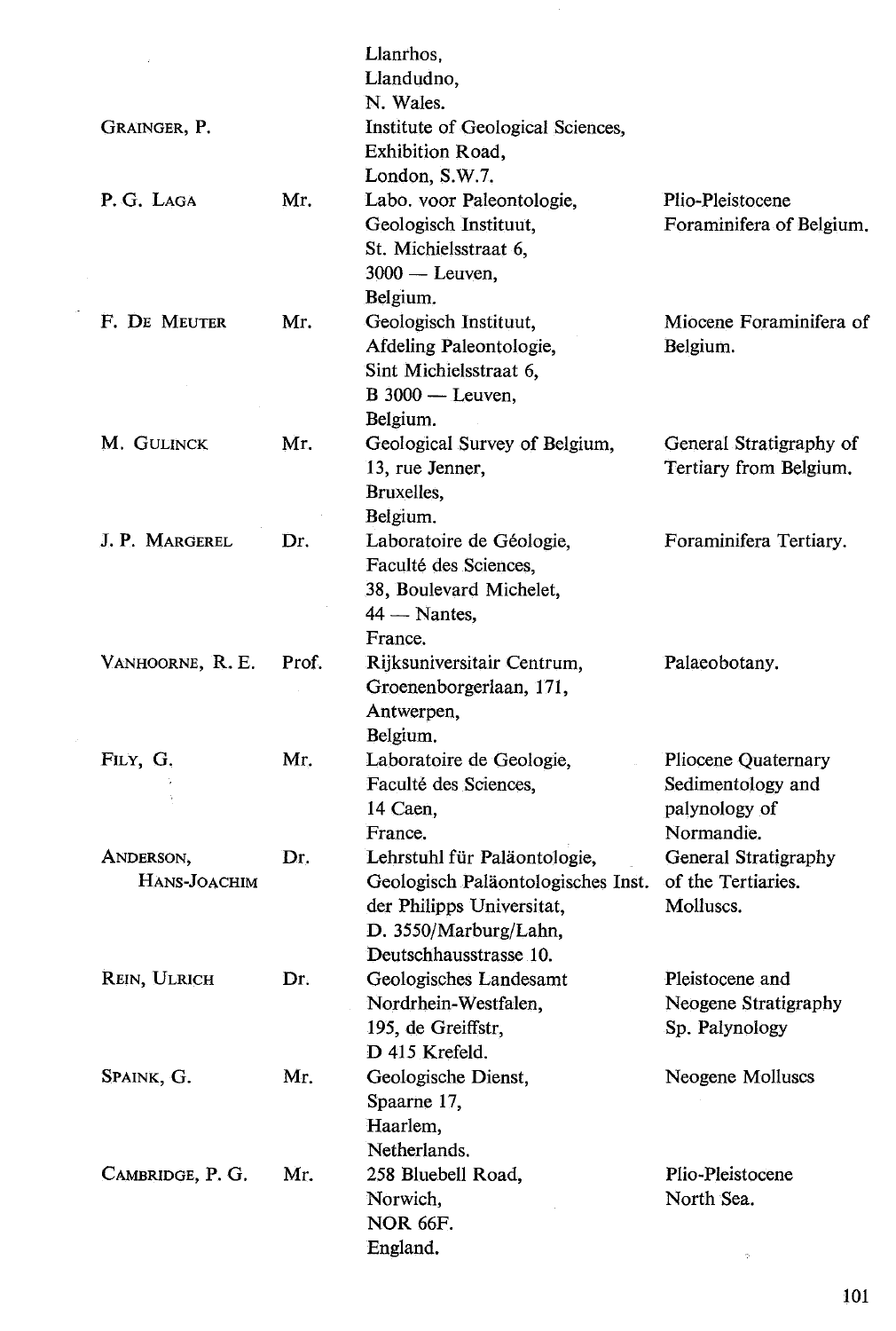| Name | Title | Address | Interests |
|---|---|---|---|
| | | Llanrhos, Llandudno, N. Wales. | |
| GRAINGER, P. | | Institute of Geological Sciences, Exhibition Road, London, S.W.7. | |
| P. G. LAGA | Mr. | Labo. voor Paleontologie, Geologisch Instituut, St. Michielsstraat 6, 3000 — Leuven, Belgium. | Plio-Pleistocene Foraminifera of Belgium. |
| F. DE MEUTER | Mr. | Geologisch Instituut, Afdeling Paleontologie, Sint Michielsstraat 6, B 3000 — Leuven, Belgium. | Miocene Foraminifera of Belgium. |
| M. GULINCK | Mr. | Geological Survey of Belgium, 13, rue Jenner, Bruxelles, Belgium. | General Stratigraphy of Tertiary from Belgium. |
| J. P. MARGEREL | Dr. | Laboratoire de Géologie, Faculté des Sciences, 38, Boulevard Michelet, 44 — Nantes, France. | Foraminifera Tertiary. |
| VANHOORNE, R. E. | Prof. | Rijksuniversitair Centrum, Groenenborgerlaan, 171, Antwerpen, Belgium. | Palaeobotany. |
| FILY, G. | Mr. | Laboratoire de Geologie, Faculté des Sciences, 14 Caen, France. | Pliocene Quaternary Sedimentology and palynology of Normandie. |
| ANDERSON, HANS-JOACHIM | Dr. | Lehrstuhl für Paläontologie, Geologisch Paläontologisches Inst. der Philipps Universitat, D. 3550/Marburg/Lahn, Deutschhausstrasse 10. | General Stratigraphy of the Tertiaries. Molluscs. |
| REIN, ULRICH | Dr. | Geologisches Landesamt Nordrhein-Westfalen, 195, de Greiffstr, D 415 Krefeld. | Pleistocene and Neogene Stratigraphy Sp. Palynology |
| SPAINK, G. | Mr. | Geologische Dienst, Spaarne 17, Haarlem, Netherlands. | Neogene Molluscs |
| CAMBRIDGE, P. G. | Mr. | 258 Bluebell Road, Norwich, NOR 66F. England. | Plio-Pleistocene North Sea. |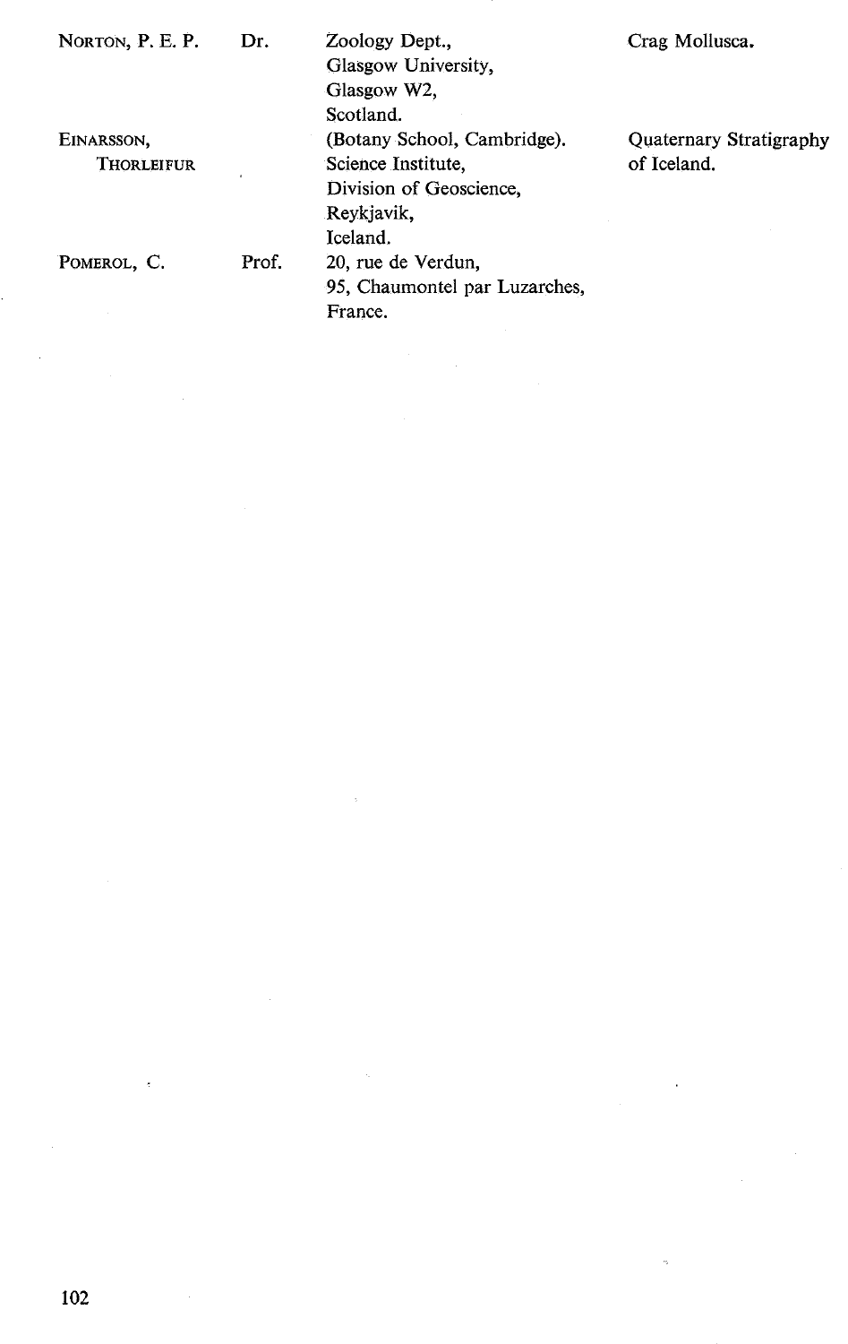| | | | |
|---|---|---|---|
| NORTON, P. E. P. | Dr. | Zoology Dept., Glasgow University, Glasgow W2, Scotland. | Crag Mollusca. |
| EINARSSON, THORLEIFUR | | (Botany School, Cambridge). Science Institute, Division of Geoscience, Reykjavik, Iceland. | Quaternary Stratigraphy of Iceland. |
| POMEROL, C. | Prof. | 20, rue de Verdun, 95, Chaumontel par Luzarches, France. | |